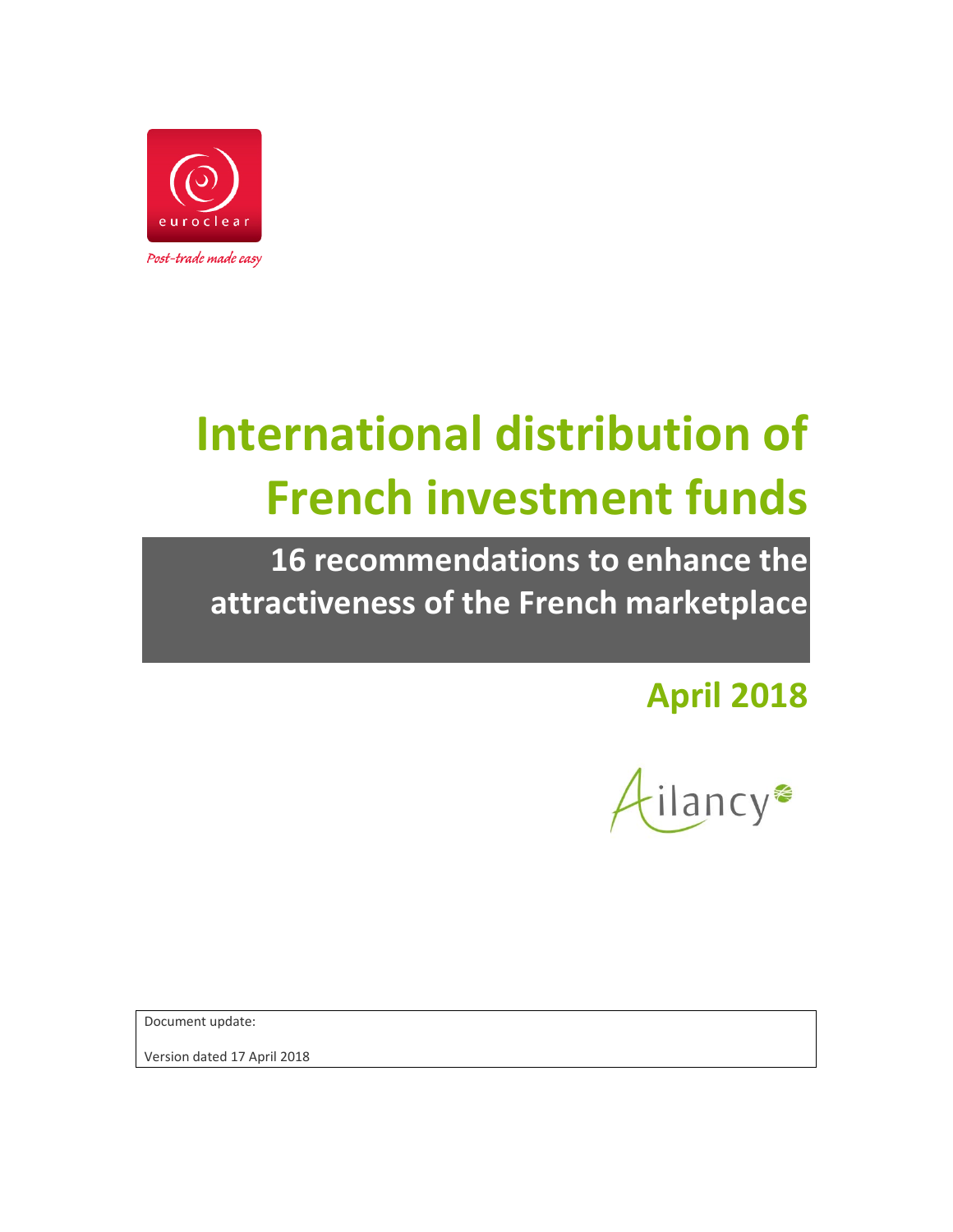euroclear

*Post-trade made easy*

# International distribution of French investment funds

## 16 recommendations to enhance the attractiveness of the French marketplace

## April 2018

Ailancy

Document update:

Version dated 17 April 2018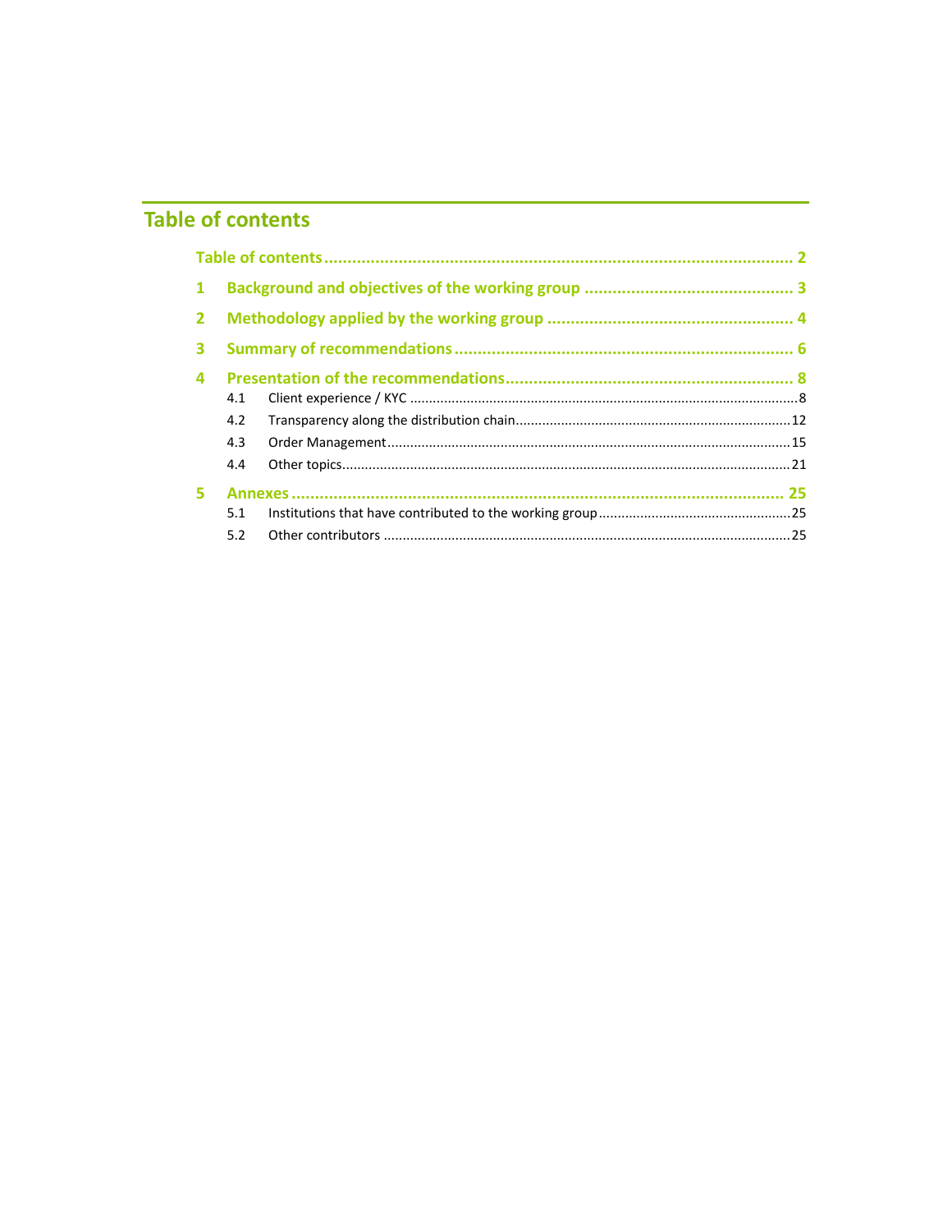# Table of contents

Table of contents ........................................................................................................ 2

1 Background and objectives of the working group ............................................. 3

2 Methodology applied by the working group ..................................................... 4

3 Summary of recommendations ......................................................................... 6

4 Presentation of the recommendations .............................................................. 8

- 4.1 Client experience / KYC ........................................................................................ 8
- 4.2 Transparency along the distribution chain ........................................................ 12
- 4.3 Order Management ............................................................................................ 15
- 4.4 Other topics ........................................................................................................ 21

5 Annexes ........................................................................................................... 25

- 5.1 Institutions that have contributed to the working group .................................. 25
- 5.2 Other contributors ............................................................................................. 25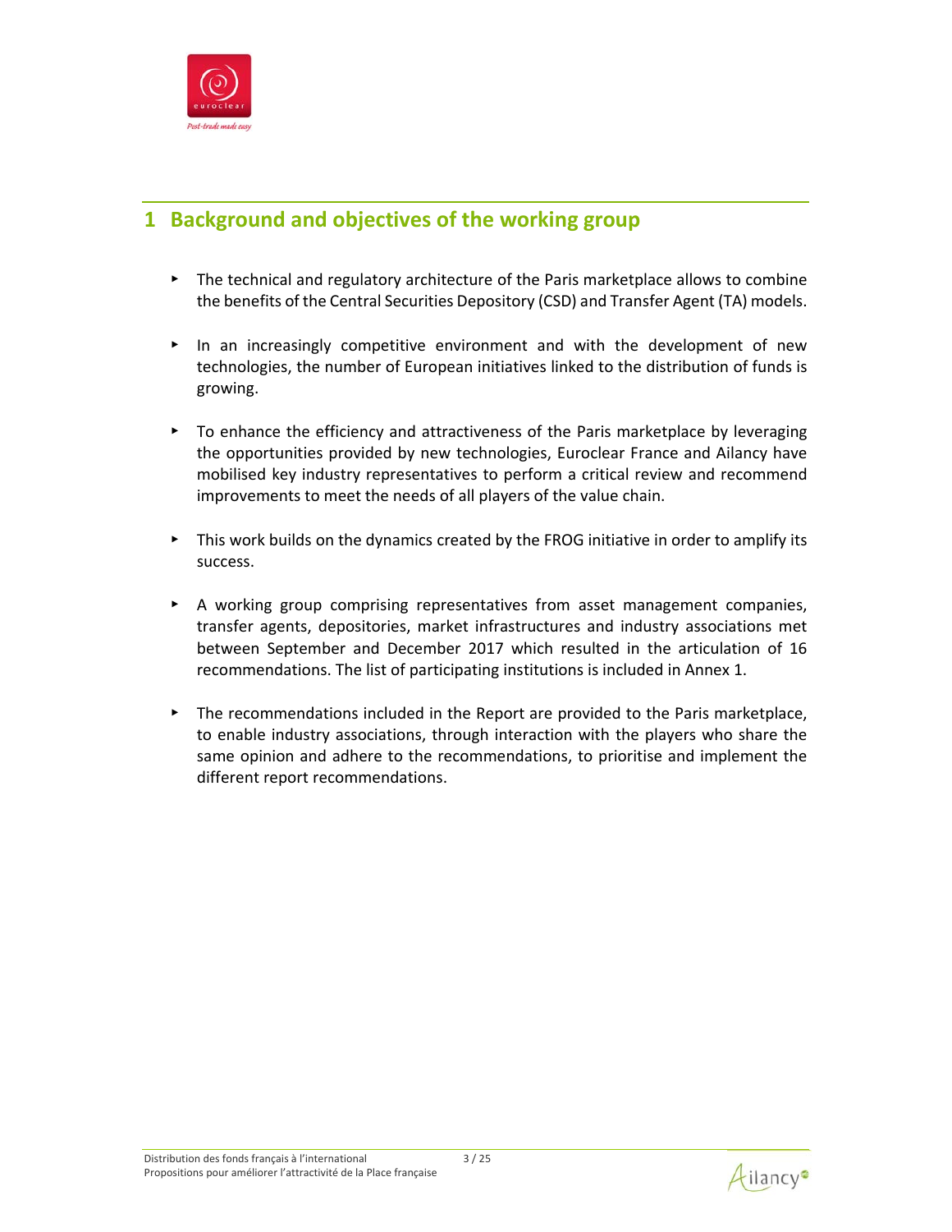# 1 Background and objectives of the working group

- The technical and regulatory architecture of the Paris marketplace allows to combine the benefits of the Central Securities Depository (CSD) and Transfer Agent (TA) models.

- In an increasingly competitive environment and with the development of new technologies, the number of European initiatives linked to the distribution of funds is growing.

- To enhance the efficiency and attractiveness of the Paris marketplace by leveraging the opportunities provided by new technologies, Euroclear France and Ailancy have mobilised key industry representatives to perform a critical review and recommend improvements to meet the needs of all players of the value chain.

- This work builds on the dynamics created by the FROG initiative in order to amplify its success.

- A working group comprising representatives from asset management companies, transfer agents, depositories, market infrastructures and industry associations met between September and December 2017 which resulted in the articulation of 16 recommendations. The list of participating institutions is included in Annex 1.

- The recommendations included in the Report are provided to the Paris marketplace, to enable industry associations, through interaction with the players who share the same opinion and adhere to the recommendations, to prioritise and implement the different report recommendations.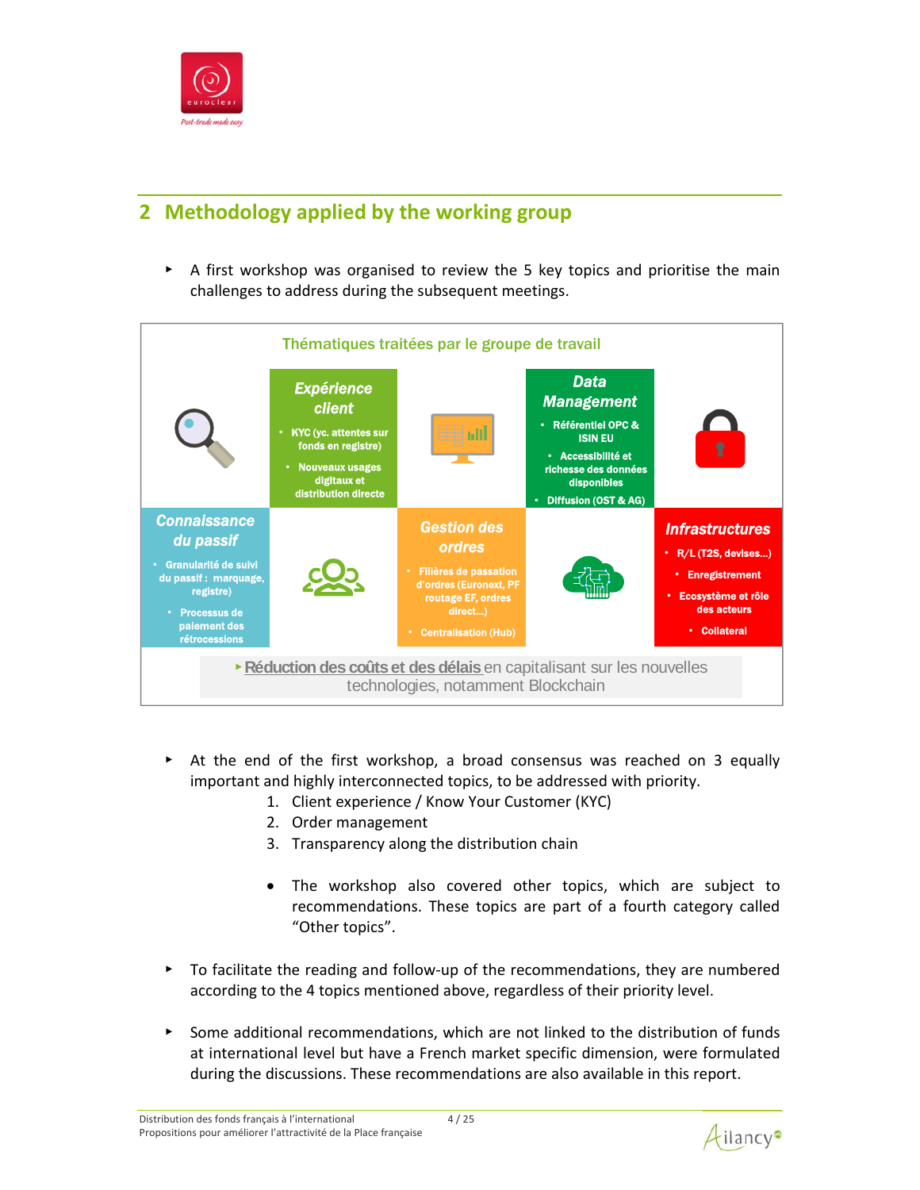## 2 Methodology applied by the working group

- A first workshop was organised to review the 5 key topics and prioritise the main challenges to address during the subsequent meetings.

**Thématiques traitées par le groupe de travail**

***Expérience client***
- KYC (yc. attentes sur fonds en registre)
- Nouveaux usages digitaux et distribution directe

***Data Management***
- Référentiel OPC & ISIN EU
- Accessibilité et richesse des données disponibles
- Diffusion (OST & AG)

***Connaissance du passif***
- Granularité de suivi du passif : marquage, registre)
- Processus de paiement des rétrocessions

***Gestion des ordres***
- Filières de passation d'ordres (Euronext, PF routage EF, ordres direct…)
- Centralisation (Hub)

***Infrastructures***
- R/L (T2S, devises…)
- Enregistrement
- Ecosystème et rôle des acteurs
- Collateral

▸ **Réduction des coûts et des délais** en capitalisant sur les nouvelles technologies, notamment Blockchain

- At the end of the first workshop, a broad consensus was reached on 3 equally important and highly interconnected topics, to be addressed with priority.
  1. Client experience / Know Your Customer (KYC)
  2. Order management
  3. Transparency along the distribution chain

  - The workshop also covered other topics, which are subject to recommendations. These topics are part of a fourth category called "Other topics".

- To facilitate the reading and follow-up of the recommendations, they are numbered according to the 4 topics mentioned above, regardless of their priority level.

- Some additional recommendations, which are not linked to the distribution of funds at international level but have a French market specific dimension, were formulated during the discussions. These recommendations are also available in this report.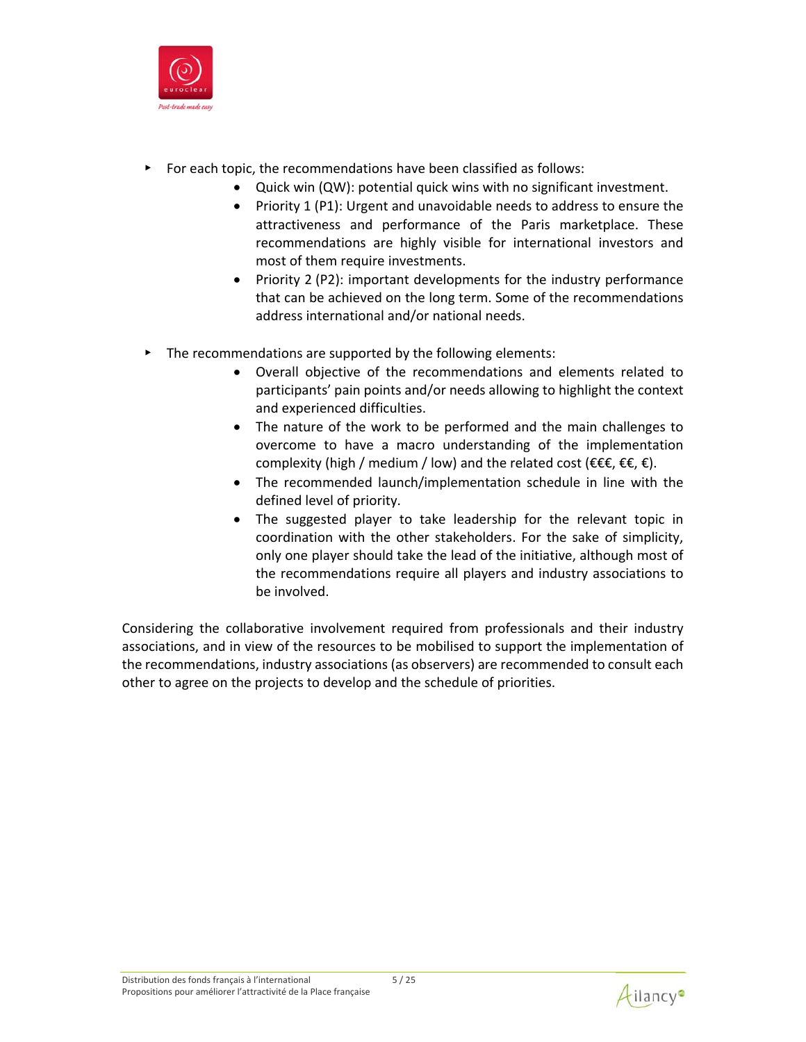- For each topic, the recommendations have been classified as follows:
    - Quick win (QW): potential quick wins with no significant investment.
    - Priority 1 (P1): Urgent and unavoidable needs to address to ensure the attractiveness and performance of the Paris marketplace. These recommendations are highly visible for international investors and most of them require investments.
    - Priority 2 (P2): important developments for the industry performance that can be achieved on the long term. Some of the recommendations address international and/or national needs.

- The recommendations are supported by the following elements:
    - Overall objective of the recommendations and elements related to participants' pain points and/or needs allowing to highlight the context and experienced difficulties.
    - The nature of the work to be performed and the main challenges to overcome to have a macro understanding of the implementation complexity (high / medium / low) and the related cost (€€€, €€, €).
    - The recommended launch/implementation schedule in line with the defined level of priority.
    - The suggested player to take leadership for the relevant topic in coordination with the other stakeholders. For the sake of simplicity, only one player should take the lead of the initiative, although most of the recommendations require all players and industry associations to be involved.

Considering the collaborative involvement required from professionals and their industry associations, and in view of the resources to be mobilised to support the implementation of the recommendations, industry associations (as observers) are recommended to consult each other to agree on the projects to develop and the schedule of priorities.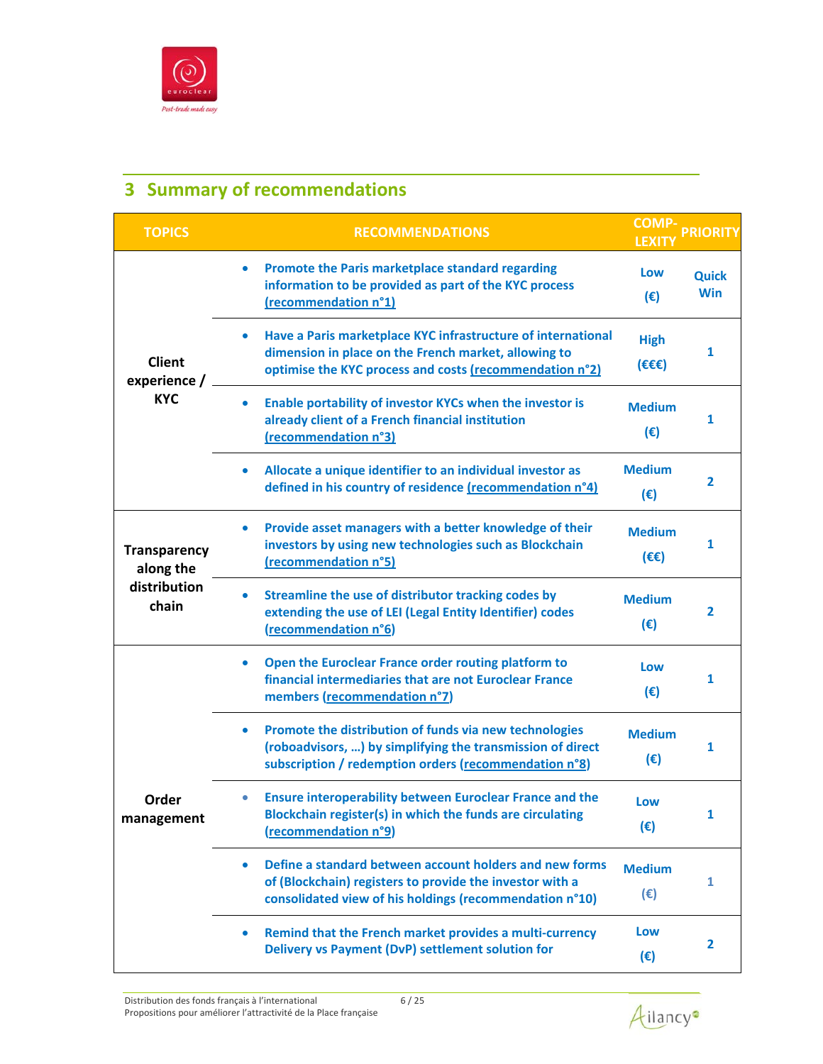## 3 Summary of recommendations

| TOPICS | RECOMMENDATIONS | COMP-LEXITY | PRIORITY |
|---|---|---|---|
| Client experience / KYC | • Promote the Paris marketplace standard regarding information to be provided as part of the KYC process (recommendation n°1) | Low (€) | Quick Win |
| | • Have a Paris marketplace KYC infrastructure of international dimension in place on the French market, allowing to optimise the KYC process and costs (recommendation n°2) | High (€€€) | 1 |
| | • Enable portability of investor KYCs when the investor is already client of a French financial institution (recommendation n°3) | Medium (€) | 1 |
| | • Allocate a unique identifier to an individual investor as defined in his country of residence (recommendation n°4) | Medium (€) | 2 |
| Transparency along the distribution chain | • Provide asset managers with a better knowledge of their investors by using new technologies such as Blockchain (recommendation n°5) | Medium (€€) | 1 |
| | • Streamline the use of distributor tracking codes by extending the use of LEI (Legal Entity Identifier) codes (recommendation n°6) | Medium (€) | 2 |
| Order management | • Open the Euroclear France order routing platform to financial intermediaries that are not Euroclear France members (recommendation n°7) | Low (€) | 1 |
| | • Promote the distribution of funds via new technologies (roboadvisors, …) by simplifying the transmission of direct subscription / redemption orders (recommendation n°8) | Medium (€) | 1 |
| | • Ensure interoperability between Euroclear France and the Blockchain register(s) in which the funds are circulating (recommendation n°9) | Low (€) | 1 |
| | • Define a standard between account holders and new forms of (Blockchain) registers to provide the investor with a consolidated view of his holdings (recommendation n°10) | Medium (€) | 1 |
| | • Remind that the French market provides a multi-currency Delivery vs Payment (DvP) settlement solution for | Low (€) | 2 |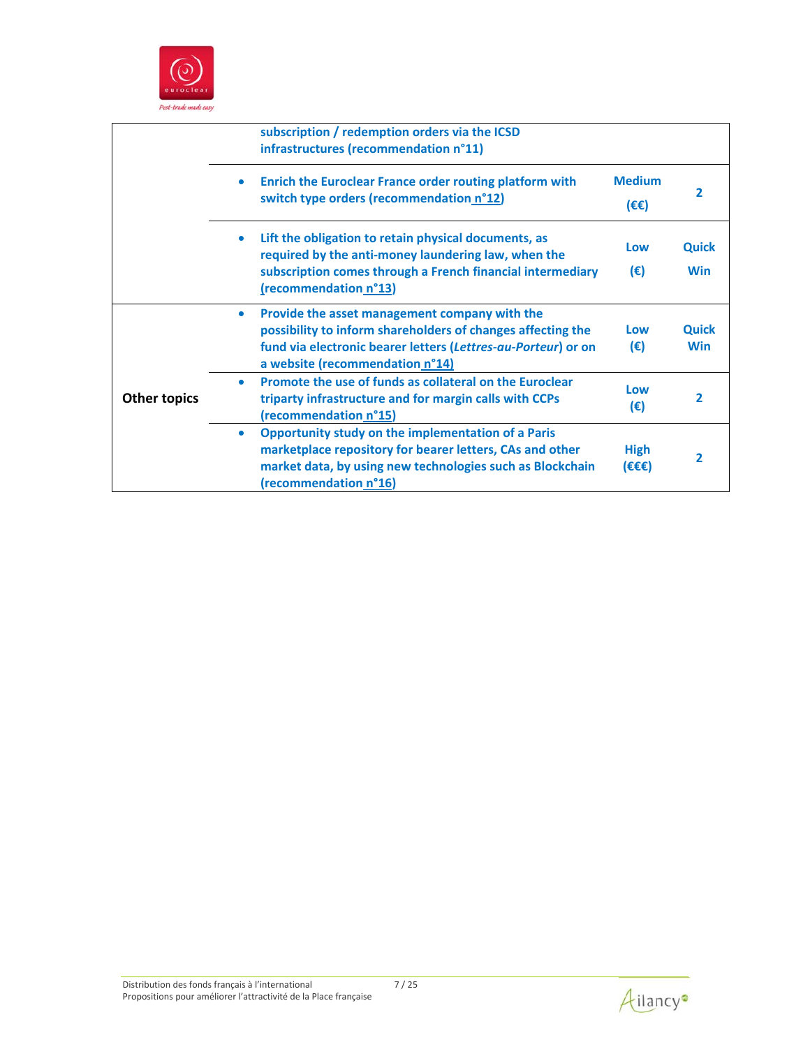| | | | |
|---|---|---|---|
| | subscription / redemption orders via the ICSD infrastructures (recommendation n°11) | | |
| | • Enrich the Euroclear France order routing platform with switch type orders (recommendation n°12) | Medium (€€) | 2 |
| | • Lift the obligation to retain physical documents, as required by the anti-money laundering law, when the subscription comes through a French financial intermediary (recommendation n°13) | Low (€) | Quick Win |
| **Other topics** | • Provide the asset management company with the possibility to inform shareholders of changes affecting the fund via electronic bearer letters (*Lettres-au-Porteur*) or on a website (recommendation n°14) | Low (€) | Quick Win |
| | • Promote the use of funds as collateral on the Euroclear triparty infrastructure and for margin calls with CCPs (recommendation n°15) | Low (€) | 2 |
| | • Opportunity study on the implementation of a Paris marketplace repository for bearer letters, CAs and other market data, by using new technologies such as Blockchain (recommendation n°16) | High (€€€) | 2 |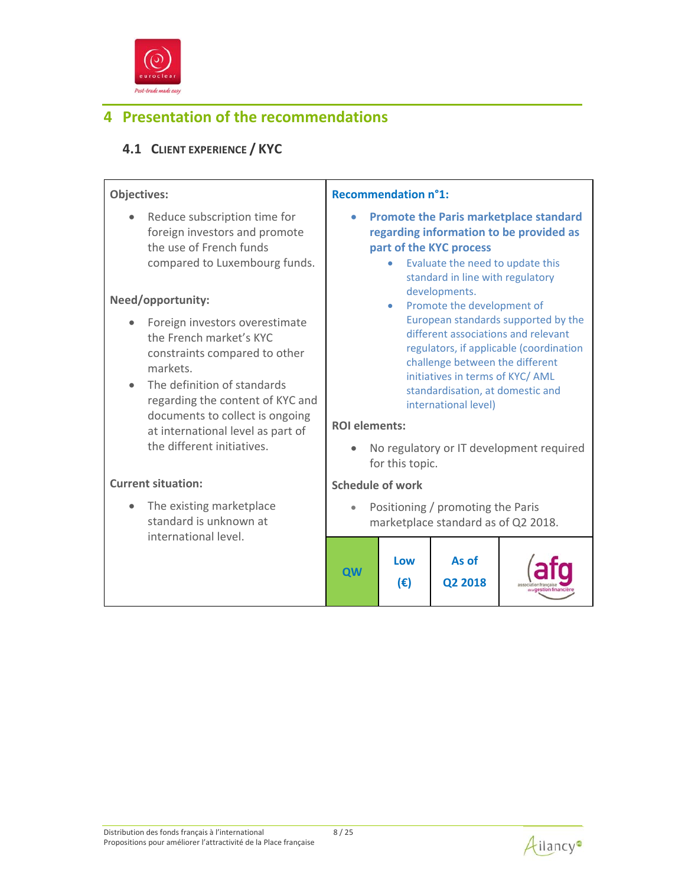# 4 Presentation of the recommendations

## 4.1 Client experience / KYC

| Objectives: | Recommendation n°1: |
|---|---|
| **Objectives:**<br>• Reduce subscription time for foreign investors and promote the use of French funds compared to Luxembourg funds.<br><br>**Need/opportunity:**<br>• Foreign investors overestimate the French market's KYC constraints compared to other markets.<br>• The definition of standards regarding the content of KYC and documents to collect is ongoing at international level as part of the different initiatives.<br><br>**Current situation:**<br>• The existing marketplace standard is unknown at international level. | **Recommendation n°1:**<br>• **Promote the Paris marketplace standard regarding information to be provided as part of the KYC process**<br>  ◦ Evaluate the need to update this standard in line with regulatory developments.<br>  ◦ Promote the development of European standards supported by the different associations and relevant regulators, if applicable (coordination challenge between the different initiatives in terms of KYC/ AML standardisation, at domestic and international level)<br><br>**ROI elements:**<br>• No regulatory or IT development required for this topic.<br><br>**Schedule of work**<br>• Positioning / promoting the Paris marketplace standard as of Q2 2018.<br><br>**QW** \| **Low (€)** \| **As of Q2 2018** \| afg association française de la gestion financière |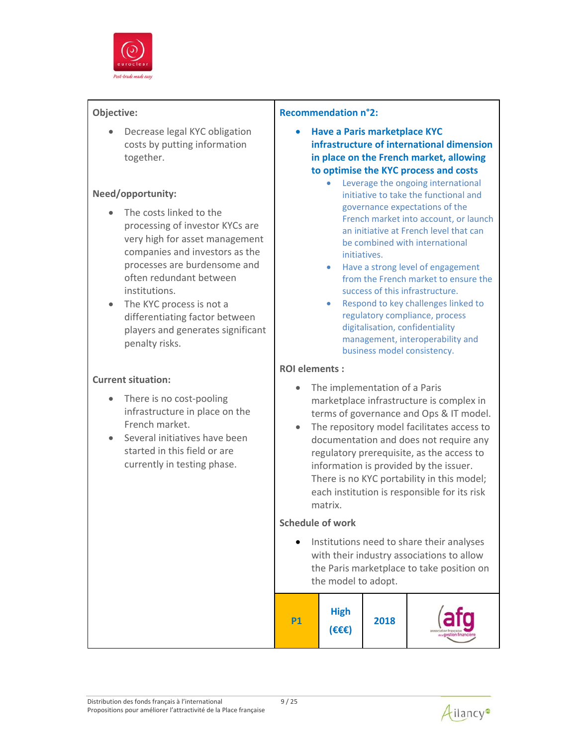**Objective:**

- Decrease legal KYC obligation costs by putting information together.

**Need/opportunity:**

- The costs linked to the processing of investor KYCs are very high for asset management companies and investors as the processes are burdensome and often redundant between institutions.
- The KYC process is not a differentiating factor between players and generates significant penalty risks.

**Current situation:**

- There is no cost-pooling infrastructure in place on the French market.
- Several initiatives have been started in this field or are currently in testing phase.

**Recommendation n°2:**

- **Have a Paris marketplace KYC infrastructure of international dimension in place on the French market, allowing to optimise the KYC process and costs**
  - Leverage the ongoing international initiative to take the functional and governance expectations of the French market into account, or launch an initiative at French level that can be combined with international initiatives.
  - Have a strong level of engagement from the French market to ensure the success of this infrastructure.
  - Respond to key challenges linked to regulatory compliance, process digitalisation, confidentiality management, interoperability and business model consistency.

**ROI elements :**

- The implementation of a Paris marketplace infrastructure is complex in terms of governance and Ops & IT model.
- The repository model facilitates access to documentation and does not require any regulatory prerequisite, as the access to information is provided by the issuer. There is no KYC portability in this model; each institution is responsible for its risk matrix.

**Schedule of work**

- Institutions need to share their analyses with their industry associations to allow the Paris marketplace to take position on the model to adopt.

| P1 | High (€€€) | 2018 | afg – association française de la gestion financière |
|---|---|---|---|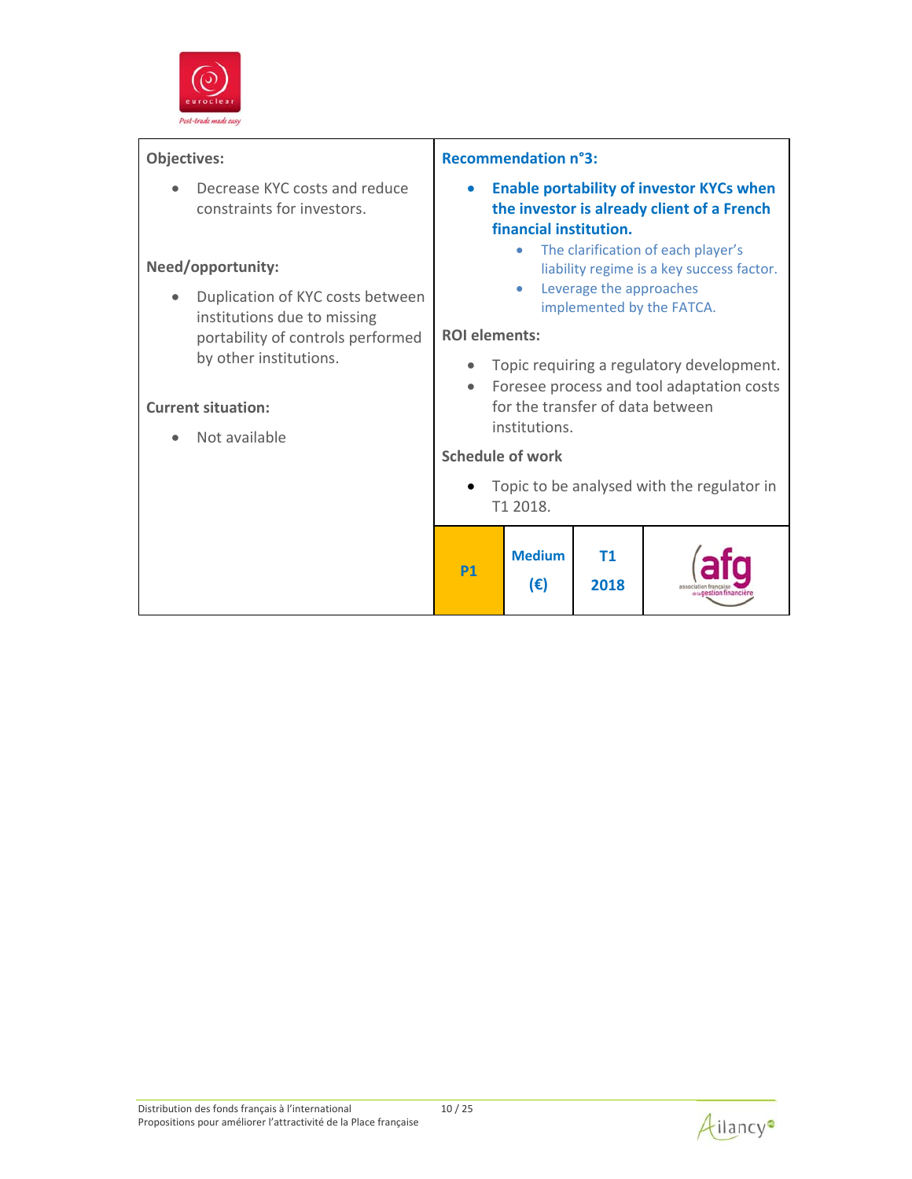| Objectives: | Recommendation n°3: |
|---|---|
| • Decrease KYC costs and reduce constraints for investors.<br><br>**Need/opportunity:**<br>• Duplication of KYC costs between institutions due to missing portability of controls performed by other institutions.<br><br>**Current situation:**<br>• Not available | • **Enable portability of investor KYCs when the investor is already client of a French financial institution.**<br>  ◦ The clarification of each player's liability regime is a key success factor.<br>  ◦ Leverage the approaches implemented by the FATCA.<br><br>**ROI elements:**<br>• Topic requiring a regulatory development.<br>• Foresee process and tool adaptation costs for the transfer of data between institutions.<br><br>**Schedule of work**<br>• Topic to be analysed with the regulator in T1 2018. |

| P1 | Medium (€) | T1 2018 | afg – association française de la gestion financière |
|---|---|---|---|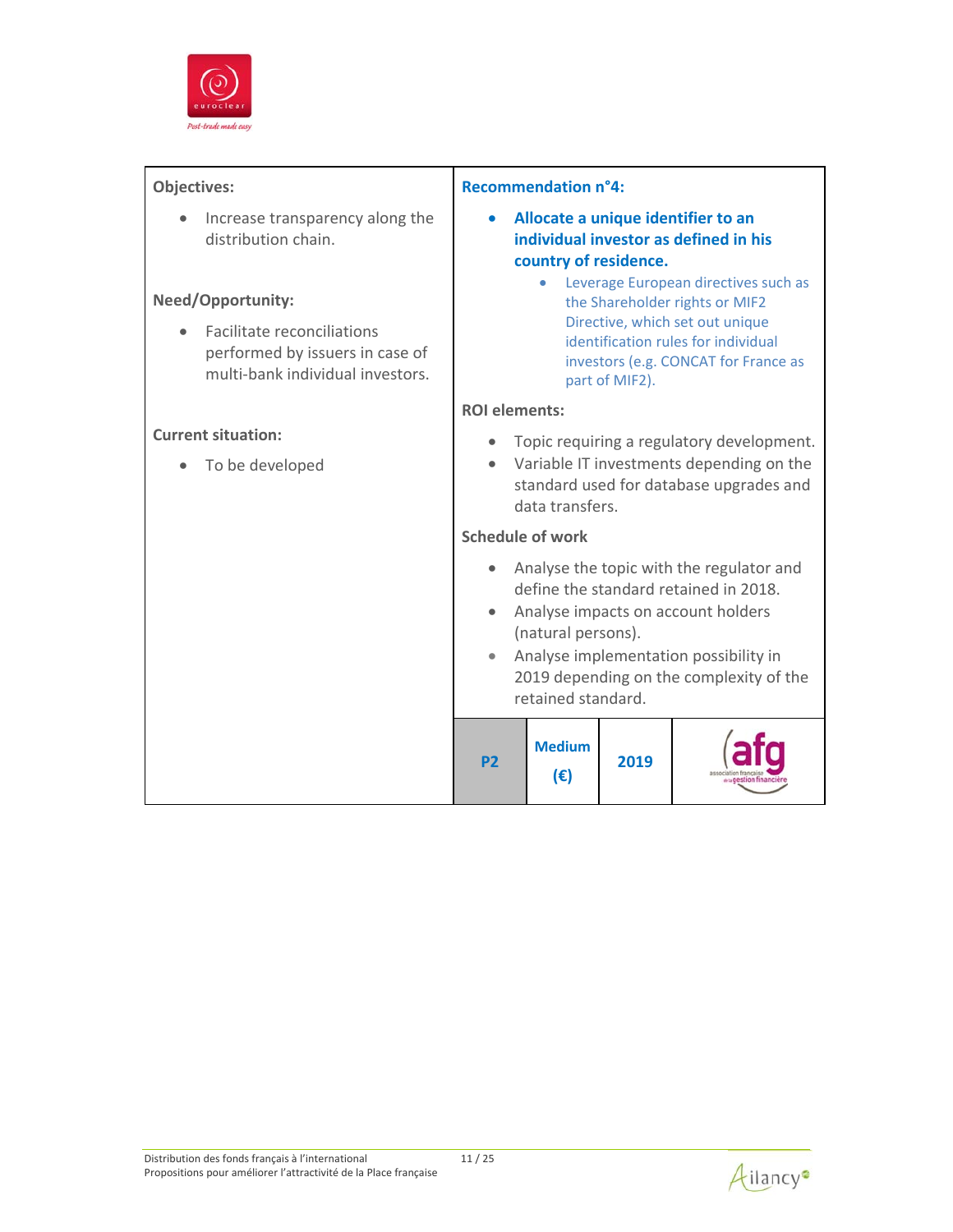| Objectives: | Recommendation n°4: |
|---|---|
| • Increase transparency along the distribution chain.<br><br>**Need/Opportunity:**<br>• Facilitate reconciliations performed by issuers in case of multi-bank individual investors.<br><br>**Current situation:**<br>• To be developed | • **Allocate a unique identifier to an individual investor as defined in his country of residence.**<br>  ◦ Leverage European directives such as the Shareholder rights or MIF2 Directive, which set out unique identification rules for individual investors (e.g. CONCAT for France as part of MIF2).<br><br>**ROI elements:**<br>• Topic requiring a regulatory development.<br>• Variable IT investments depending on the standard used for database upgrades and data transfers.<br><br>**Schedule of work**<br>• Analyse the topic with the regulator and define the standard retained in 2018.<br>• Analyse impacts on account holders (natural persons).<br>• Analyse implementation possibility in 2019 depending on the complexity of the retained standard. |

| P2 | Medium (€) | 2019 | afg |
|---|---|---|---|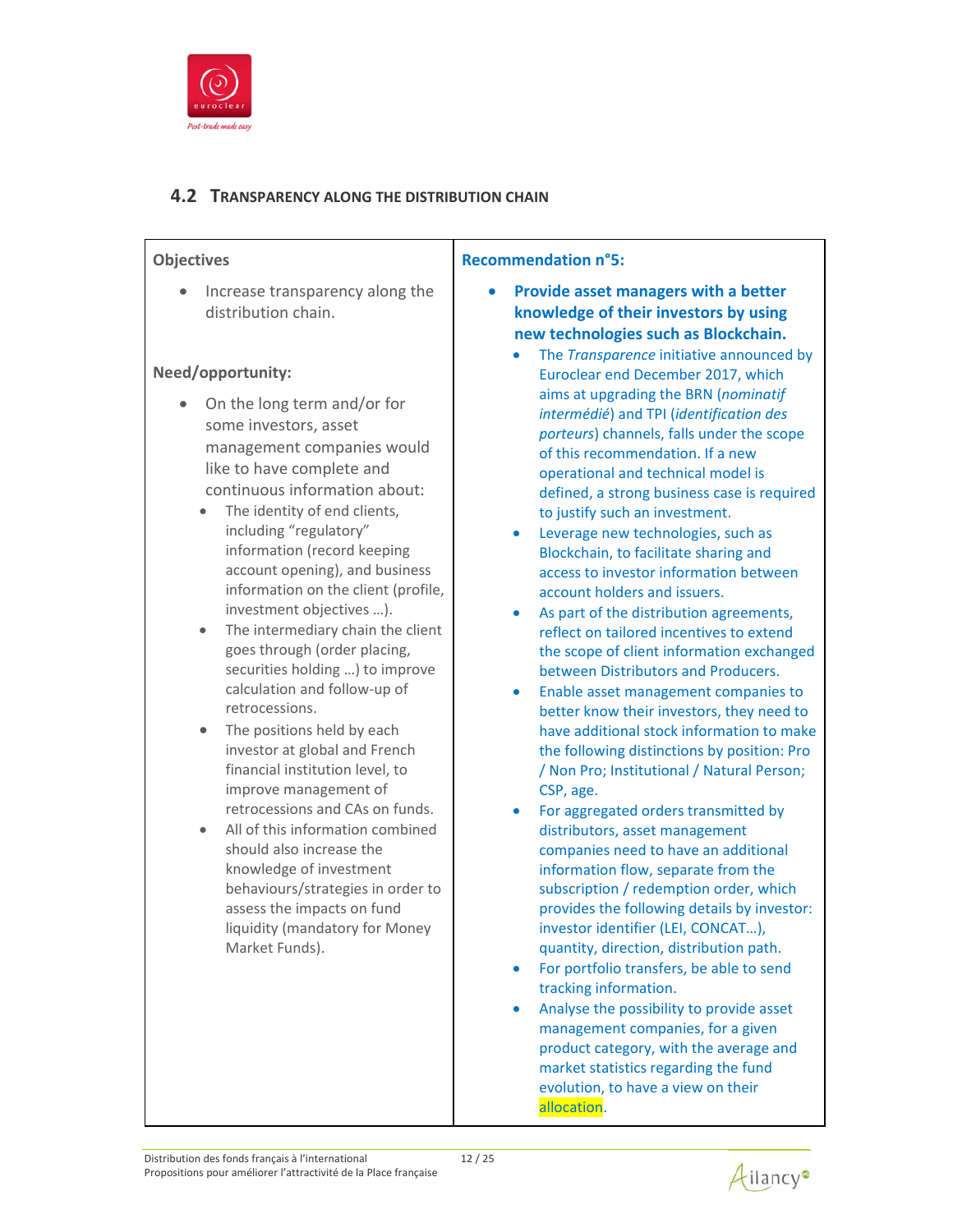## 4.2 Transparency along the distribution chain

**Objectives**

- Increase transparency along the distribution chain.

**Need/opportunity:**

- On the long term and/or for some investors, asset management companies would like to have complete and continuous information about:
  - The identity of end clients, including “regulatory” information (record keeping account opening), and business information on the client (profile, investment objectives …).
  - The intermediary chain the client goes through (order placing, securities holding …) to improve calculation and follow-up of retrocessions.
  - The positions held by each investor at global and French financial institution level, to improve management of retrocessions and CAs on funds.
  - All of this information combined should also increase the knowledge of investment behaviours/strategies in order to assess the impacts on fund liquidity (mandatory for Money Market Funds).

**Recommendation n°5:**

- **Provide asset managers with a better knowledge of their investors by using new technologies such as Blockchain.**
  - The *Transparence* initiative announced by Euroclear end December 2017, which aims at upgrading the BRN (*nominatif intermédié*) and TPI (*identification des porteurs*) channels, falls under the scope of this recommendation. If a new operational and technical model is defined, a strong business case is required to justify such an investment.
  - Leverage new technologies, such as Blockchain, to facilitate sharing and access to investor information between account holders and issuers.
  - As part of the distribution agreements, reflect on tailored incentives to extend the scope of client information exchanged between Distributors and Producers.
  - Enable asset management companies to better know their investors, they need to have additional stock information to make the following distinctions by position: Pro / Non Pro; Institutional / Natural Person; CSP, age.
  - For aggregated orders transmitted by distributors, asset management companies need to have an additional information flow, separate from the subscription / redemption order, which provides the following details by investor: investor identifier (LEI, CONCAT…), quantity, direction, distribution path.
  - For portfolio transfers, be able to send tracking information.
  - Analyse the possibility to provide asset management companies, for a given product category, with the average and market statistics regarding the fund evolution, to have a view on their allocation.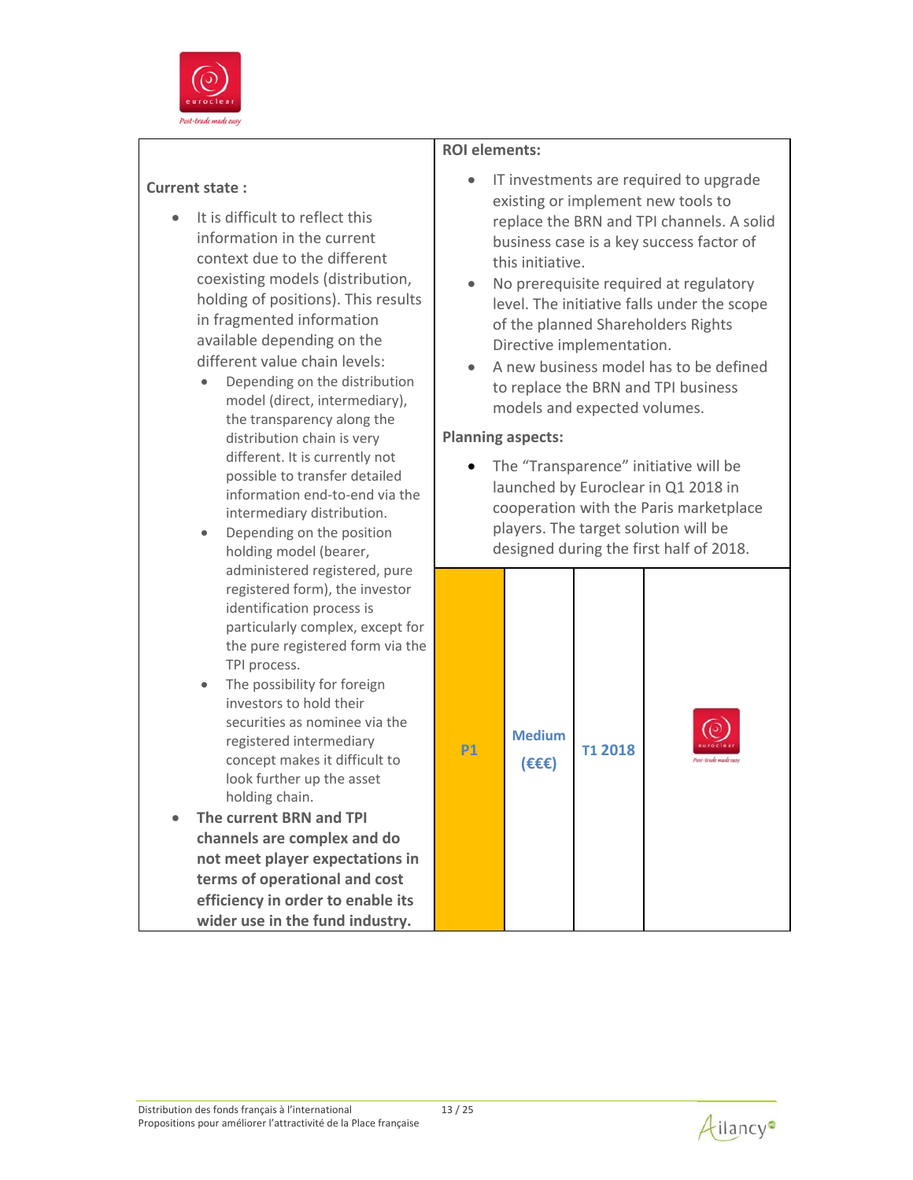| Current state : | ROI elements: |
|---|---|
| • It is difficult to reflect this information in the current context due to the different coexisting models (distribution, holding of positions). This results in fragmented information available depending on the different value chain levels:<br>  ◦ Depending on the distribution model (direct, intermediary), the transparency along the distribution chain is very different. It is currently not possible to transfer detailed information end-to-end via the intermediary distribution.<br>  ◦ Depending on the position holding model (bearer, administered registered, pure registered form), the investor identification process is particularly complex, except for the pure registered form via the TPI process.<br>  ◦ The possibility for foreign investors to hold their securities as nominee via the registered intermediary concept makes it difficult to look further up the asset holding chain.<br>• **The current BRN and TPI channels are complex and do not meet player expectations in terms of operational and cost efficiency in order to enable its wider use in the fund industry.** | • IT investments are required to upgrade existing or implement new tools to replace the BRN and TPI channels. A solid business case is a key success factor of this initiative.<br>• No prerequisite required at regulatory level. The initiative falls under the scope of the planned Shareholders Rights Directive implementation.<br>• A new business model has to be defined to replace the BRN and TPI business models and expected volumes.<br><br>**Planning aspects:**<br><br>• The "Transparence" initiative will be launched by Euroclear in Q1 2018 in cooperation with the Paris marketplace players. The target solution will be designed during the first half of 2018.<br><br>**P1** \| **Medium (€€€)** \| **T1 2018** \| euroclear |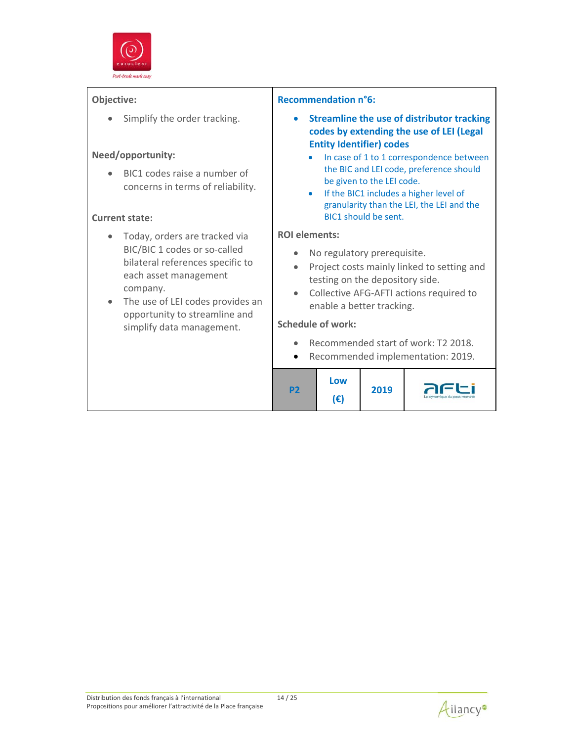**Objective:**

- Simplify the order tracking.

**Need/opportunity:**

- BIC1 codes raise a number of concerns in terms of reliability.

**Current state:**

- Today, orders are tracked via BIC/BIC 1 codes or so-called bilateral references specific to each asset management company.
- The use of LEI codes provides an opportunity to streamline and simplify data management.

**Recommendation n°6:**

- **Streamline the use of distributor tracking codes by extending the use of LEI (Legal Entity Identifier) codes**
  - In case of 1 to 1 correspondence between the BIC and LEI code, preference should be given to the LEI code.
  - If the BIC1 includes a higher level of granularity than the LEI, the LEI and the BIC1 should be sent.

**ROI elements:**

- No regulatory prerequisite.
- Project costs mainly linked to setting and testing on the depository side.
- Collective AFG-AFTI actions required to enable a better tracking.

**Schedule of work:**

- Recommended start of work: T2 2018.
- Recommended implementation: 2019.

| P2 | Low (€) | 2019 | afti |
|---|---|---|---|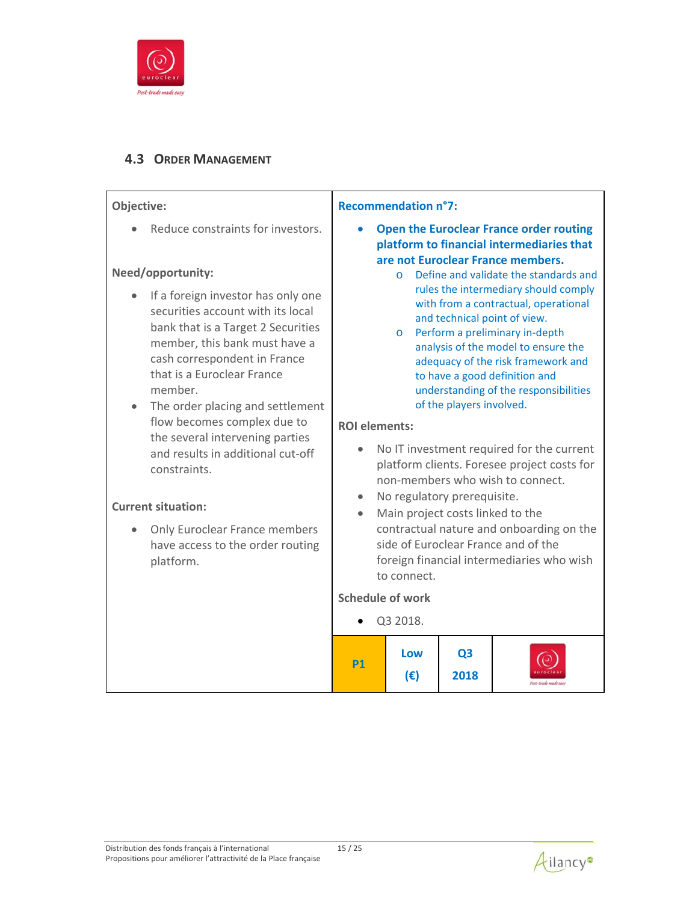## 4.3 Order Management

**Objective:**

- Reduce constraints for investors.

**Need/opportunity:**

- If a foreign investor has only one securities account with its local bank that is a Target 2 Securities member, this bank must have a cash correspondent in France that is a Euroclear France member.
- The order placing and settlement flow becomes complex due to the several intervening parties and results in additional cut-off constraints.

**Current situation:**

- Only Euroclear France members have access to the order routing platform.

**Recommendation n°7:**

- **Open the Euroclear France order routing platform to financial intermediaries that are not Euroclear France members.**
  - Define and validate the standards and rules the intermediary should comply with from a contractual, operational and technical point of view.
  - Perform a preliminary in-depth analysis of the model to ensure the adequacy of the risk framework and to have a good definition and understanding of the responsibilities of the players involved.

**ROI elements:**

- No IT investment required for the current platform clients. Foresee project costs for non-members who wish to connect.
- No regulatory prerequisite.
- Main project costs linked to the contractual nature and onboarding on the side of Euroclear France and of the foreign financial intermediaries who wish to connect.

**Schedule of work**

- Q3 2018.

| P1 | Low (€) | Q3 2018 | euroclear |
|---|---|---|---|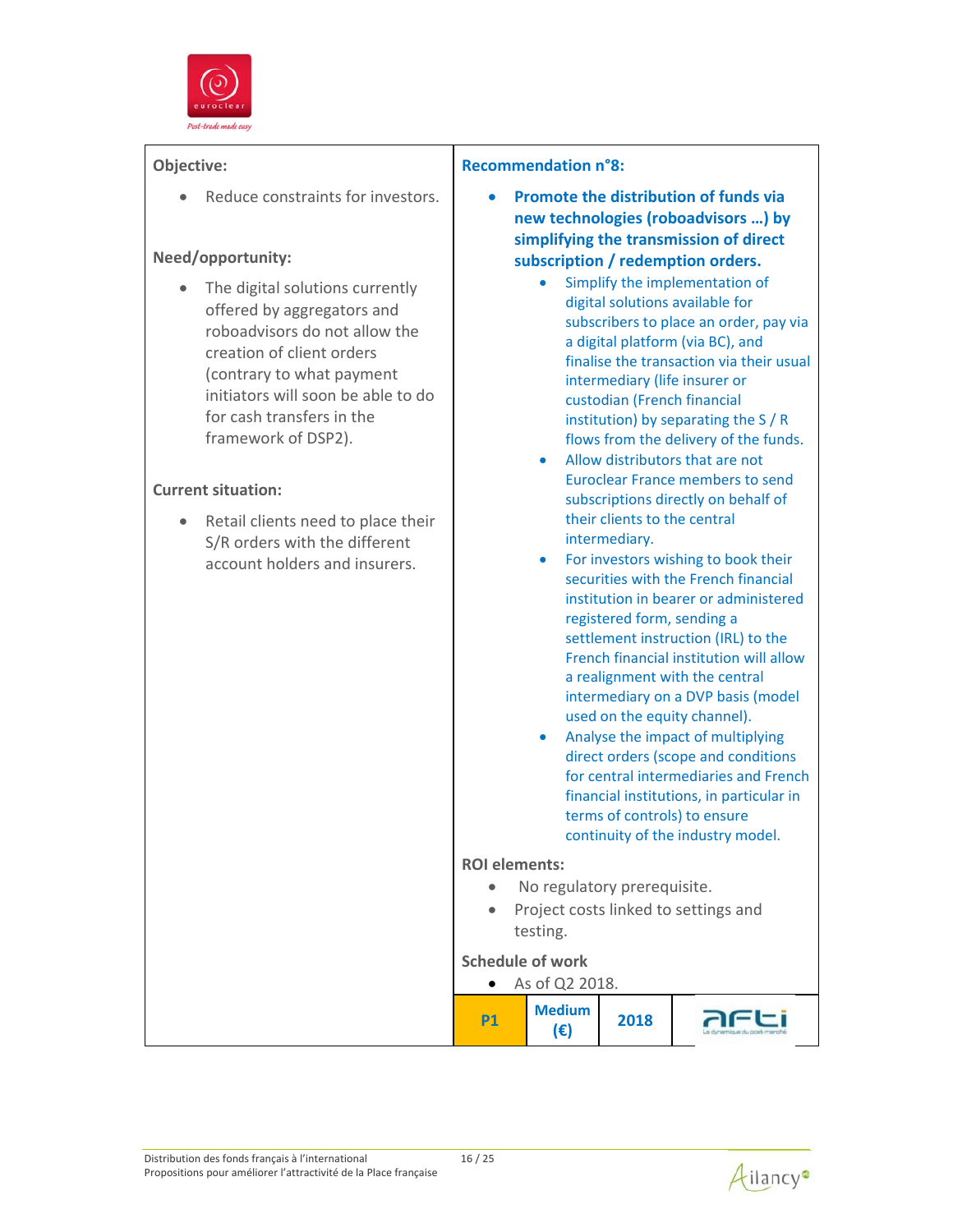**Objective:**

- Reduce constraints for investors.

**Need/opportunity:**

- The digital solutions currently offered by aggregators and roboadvisors do not allow the creation of client orders (contrary to what payment initiators will soon be able to do for cash transfers in the framework of DSP2).

**Current situation:**

- Retail clients need to place their S/R orders with the different account holders and insurers.

**Recommendation n°8:**

- **Promote the distribution of funds via new technologies (roboadvisors …) by simplifying the transmission of direct subscription / redemption orders.**
  - Simplify the implementation of digital solutions available for subscribers to place an order, pay via a digital platform (via BC), and finalise the transaction via their usual intermediary (life insurer or custodian (French financial institution) by separating the S / R flows from the delivery of the funds.
  - Allow distributors that are not Euroclear France members to send subscriptions directly on behalf of their clients to the central intermediary.
  - For investors wishing to book their securities with the French financial institution in bearer or administered registered form, sending a settlement instruction (IRL) to the French financial institution will allow a realignment with the central intermediary on a DVP basis (model used on the equity channel).
  - Analyse the impact of multiplying direct orders (scope and conditions for central intermediaries and French financial institutions, in particular in terms of controls) to ensure continuity of the industry model.

**ROI elements:**

- No regulatory prerequisite.
- Project costs linked to settings and testing.

**Schedule of work**

- As of Q2 2018.

| P1 | Medium (€) | 2018 | AFTI |
|---|---|---|---|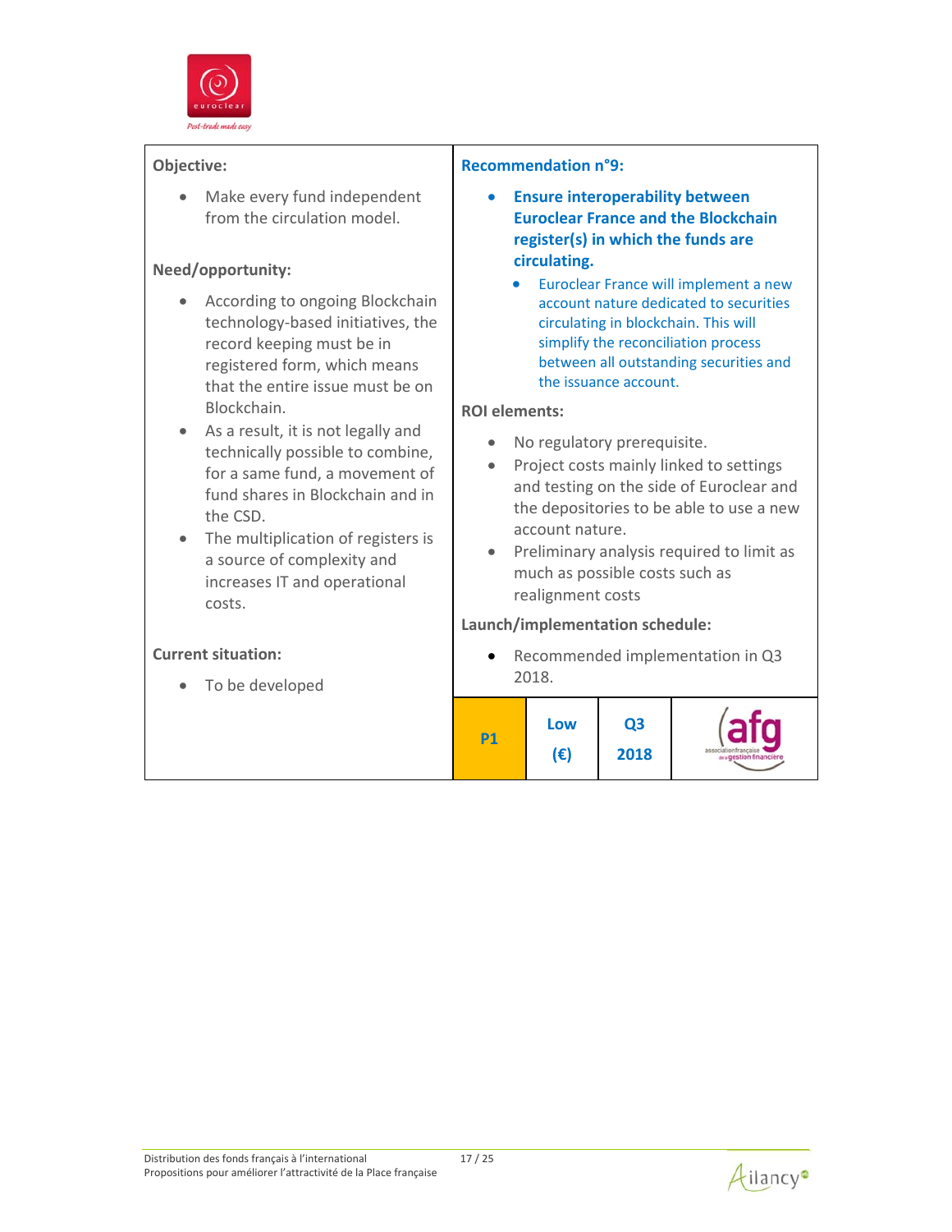**Objective:**

- Make every fund independent from the circulation model.

**Need/opportunity:**

- According to ongoing Blockchain technology-based initiatives, the record keeping must be in registered form, which means that the entire issue must be on Blockchain.
- As a result, it is not legally and technically possible to combine, for a same fund, a movement of fund shares in Blockchain and in the CSD.
- The multiplication of registers is a source of complexity and increases IT and operational costs.

**Current situation:**

- To be developed

**Recommendation n°9:**

- **Ensure interoperability between Euroclear France and the Blockchain register(s) in which the funds are circulating.**
  - Euroclear France will implement a new account nature dedicated to securities circulating in blockchain. This will simplify the reconciliation process between all outstanding securities and the issuance account.

**ROI elements:**

- No regulatory prerequisite.
- Project costs mainly linked to settings and testing on the side of Euroclear and the depositories to be able to use a new account nature.
- Preliminary analysis required to limit as much as possible costs such as realignment costs

**Launch/implementation schedule:**

- Recommended implementation in Q3 2018.

| P1 | Low (€) | Q3 2018 | afg |
|---|---|---|---|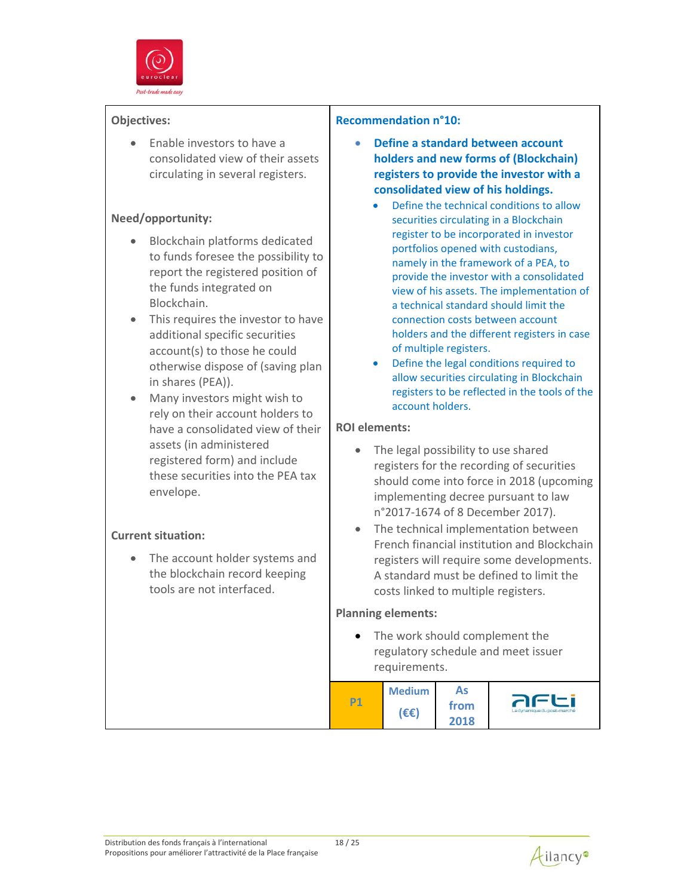**Objectives:**

- Enable investors to have a consolidated view of their assets circulating in several registers.

**Need/opportunity:**

- Blockchain platforms dedicated to funds foresee the possibility to report the registered position of the funds integrated on Blockchain.
- This requires the investor to have additional specific securities account(s) to those he could otherwise dispose of (saving plan in shares (PEA)).
- Many investors might wish to rely on their account holders to have a consolidated view of their assets (in administered registered form) and include these securities into the PEA tax envelope.

**Current situation:**

- The account holder systems and the blockchain record keeping tools are not interfaced.

**Recommendation n°10:**

- **Define a standard between account holders and new forms of (Blockchain) registers to provide the investor with a consolidated view of his holdings.**
  - Define the technical conditions to allow securities circulating in a Blockchain register to be incorporated in investor portfolios opened with custodians, namely in the framework of a PEA, to provide the investor with a consolidated view of his assets. The implementation of a technical standard should limit the connection costs between account holders and the different registers in case of multiple registers.
  - Define the legal conditions required to allow securities circulating in Blockchain registers to be reflected in the tools of the account holders.

**ROI elements:**

- The legal possibility to use shared registers for the recording of securities should come into force in 2018 (upcoming implementing decree pursuant to law n°2017-1674 of 8 December 2017).
- The technical implementation between French financial institution and Blockchain registers will require some developments. A standard must be defined to limit the costs linked to multiple registers.

**Planning elements:**

- The work should complement the regulatory schedule and meet issuer requirements.

| P1 | Medium (€€) | As from 2018 | AFTI |
|---|---|---|---|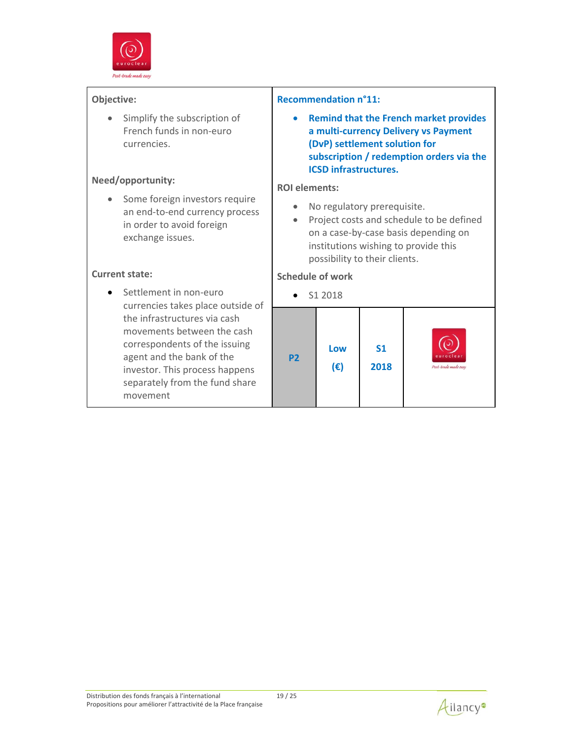| **Objective:** | **Recommendation n°11:** |
|---|---|
| • Simplify the subscription of French funds in non-euro currencies. | • **Remind that the French market provides a multi-currency Delivery vs Payment (DvP) settlement solution for subscription / redemption orders via the ICSD infrastructures.** |
| **Need/opportunity:** | **ROI elements:** |
| • Some foreign investors require an end-to-end currency process in order to avoid foreign exchange issues. | • No regulatory prerequisite. • Project costs and schedule to be defined on a case-by-case basis depending on institutions wishing to provide this possibility to their clients. |
| **Current state:** | **Schedule of work** |
| • Settlement in non-euro currencies takes place outside of the infrastructures via cash movements between the cash correspondents of the issuing agent and the bank of the investor. This process happens separately from the fund share movement | • S1 2018 |

| Priority | Cost | Schedule | Owner |
|---|---|---|---|
| **P2** | **Low (€)** | **S1 2018** | euroclear |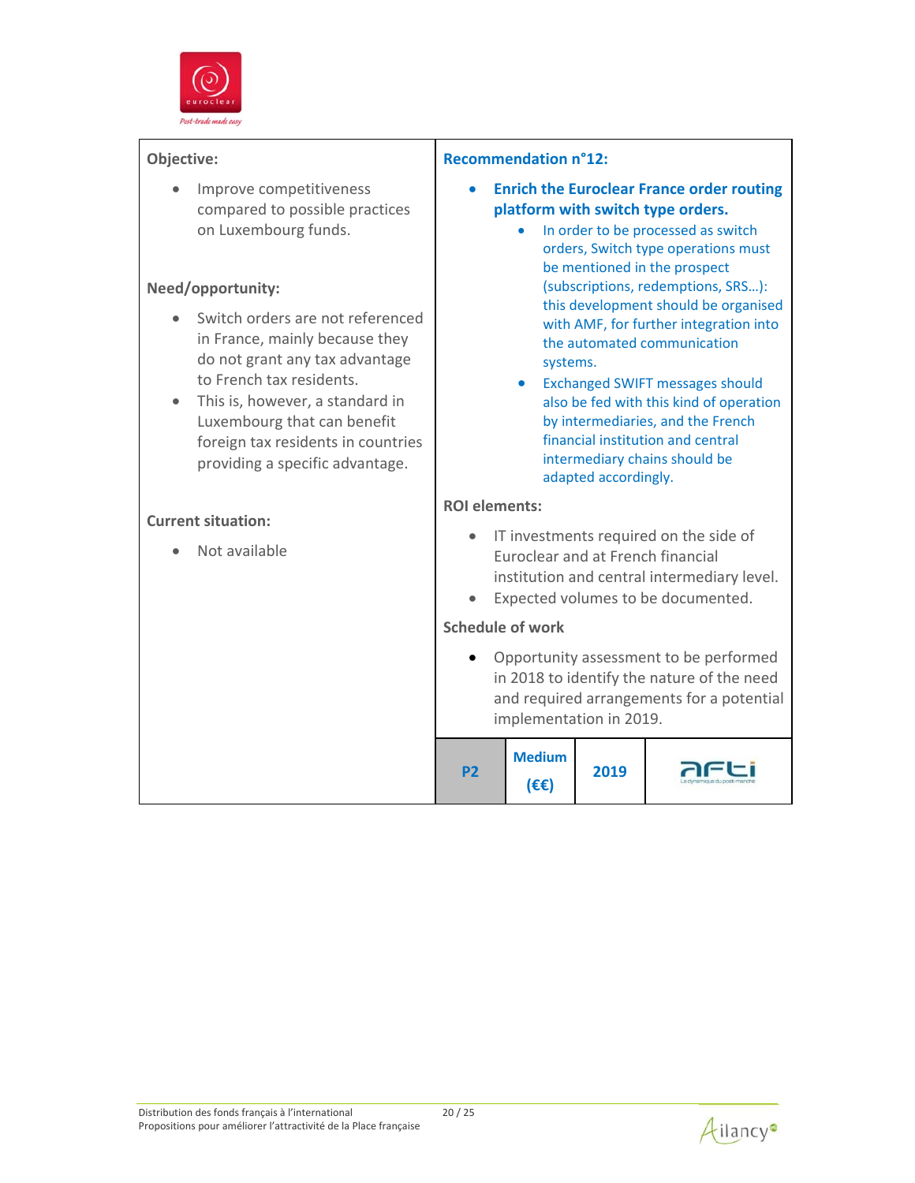**Objective:**

- Improve competitiveness compared to possible practices on Luxembourg funds.

**Need/opportunity:**

- Switch orders are not referenced in France, mainly because they do not grant any tax advantage to French tax residents.
- This is, however, a standard in Luxembourg that can benefit foreign tax residents in countries providing a specific advantage.

**Current situation:**

- Not available

**Recommendation n°12:**

- **Enrich the Euroclear France order routing platform with switch type orders.**
  - In order to be processed as switch orders, Switch type operations must be mentioned in the prospect (subscriptions, redemptions, SRS…): this development should be organised with AMF, for further integration into the automated communication systems.
  - Exchanged SWIFT messages should also be fed with this kind of operation by intermediaries, and the French financial institution and central intermediary chains should be adapted accordingly.

**ROI elements:**

- IT investments required on the side of Euroclear and at French financial institution and central intermediary level.
- Expected volumes to be documented.

**Schedule of work**

- Opportunity assessment to be performed in 2018 to identify the nature of the need and required arrangements for a potential implementation in 2019.

| P2 | Medium (€€) | 2019 | AFTI |
|---|---|---|---|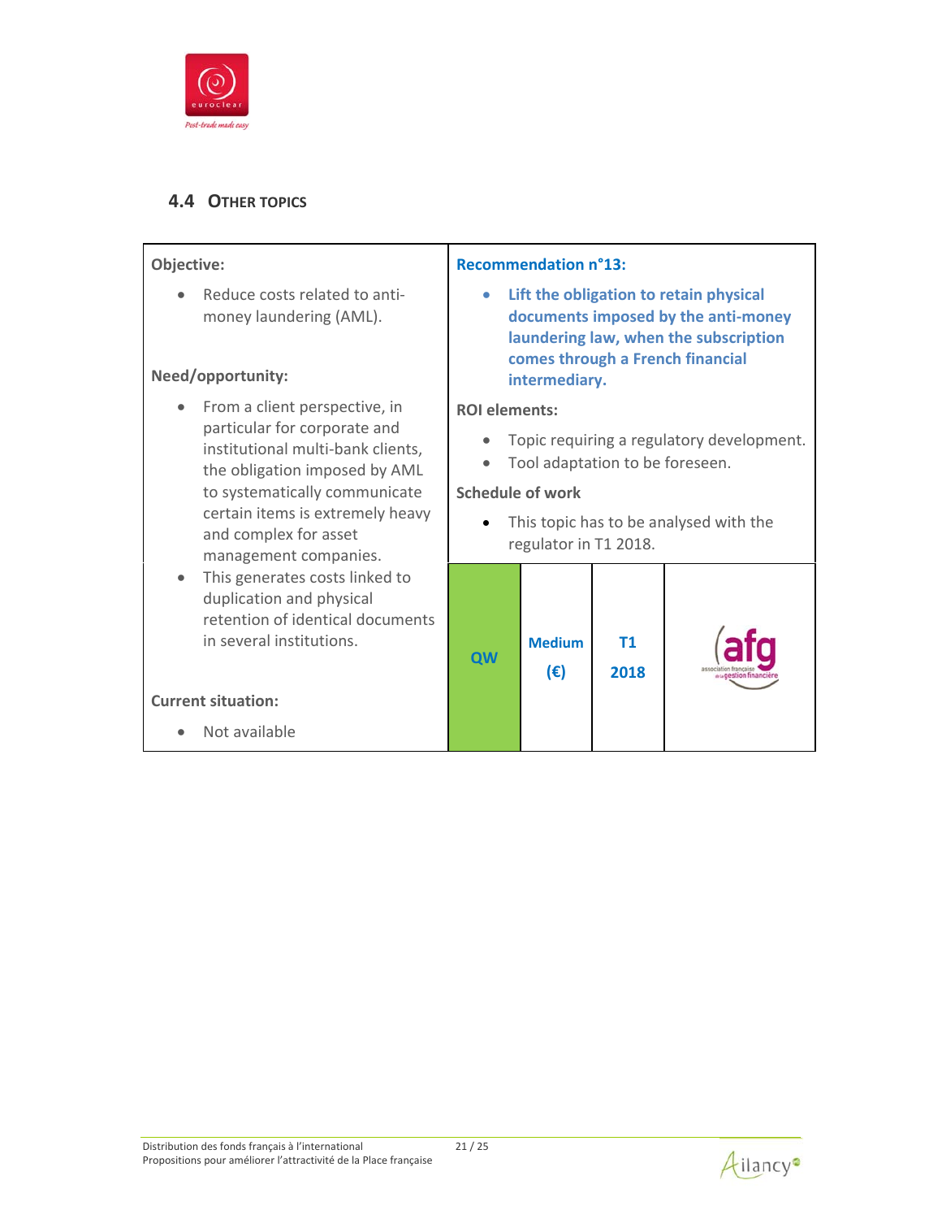## 4.4 Other topics

| Objective: | Recommendation n°13: | | | |
|---|---|---|---|---|
| <ul><li>Reduce costs related to anti-money laundering (AML).</li></ul> **Need/opportunity:** <ul><li>From a client perspective, in particular for corporate and institutional multi-bank clients, the obligation imposed by AML to systematically communicate certain items is extremely heavy and complex for asset management companies.</li><li>This generates costs linked to duplication and physical retention of identical documents in several institutions.</li></ul> **Current situation:** <ul><li>Not available</li></ul> | <ul><li>**Lift the obligation to retain physical documents imposed by the anti-money laundering law, when the subscription comes through a French financial intermediary.**</li></ul> **ROI elements:** <ul><li>Topic requiring a regulatory development.</li><li>Tool adaptation to be foreseen.</li></ul> **Schedule of work** <ul><li>This topic has to be analysed with the regulator in T1 2018.</li></ul> | | | |
| | **QW** | **Medium (€)** | **T1 2018** | afg association française de la gestion financière |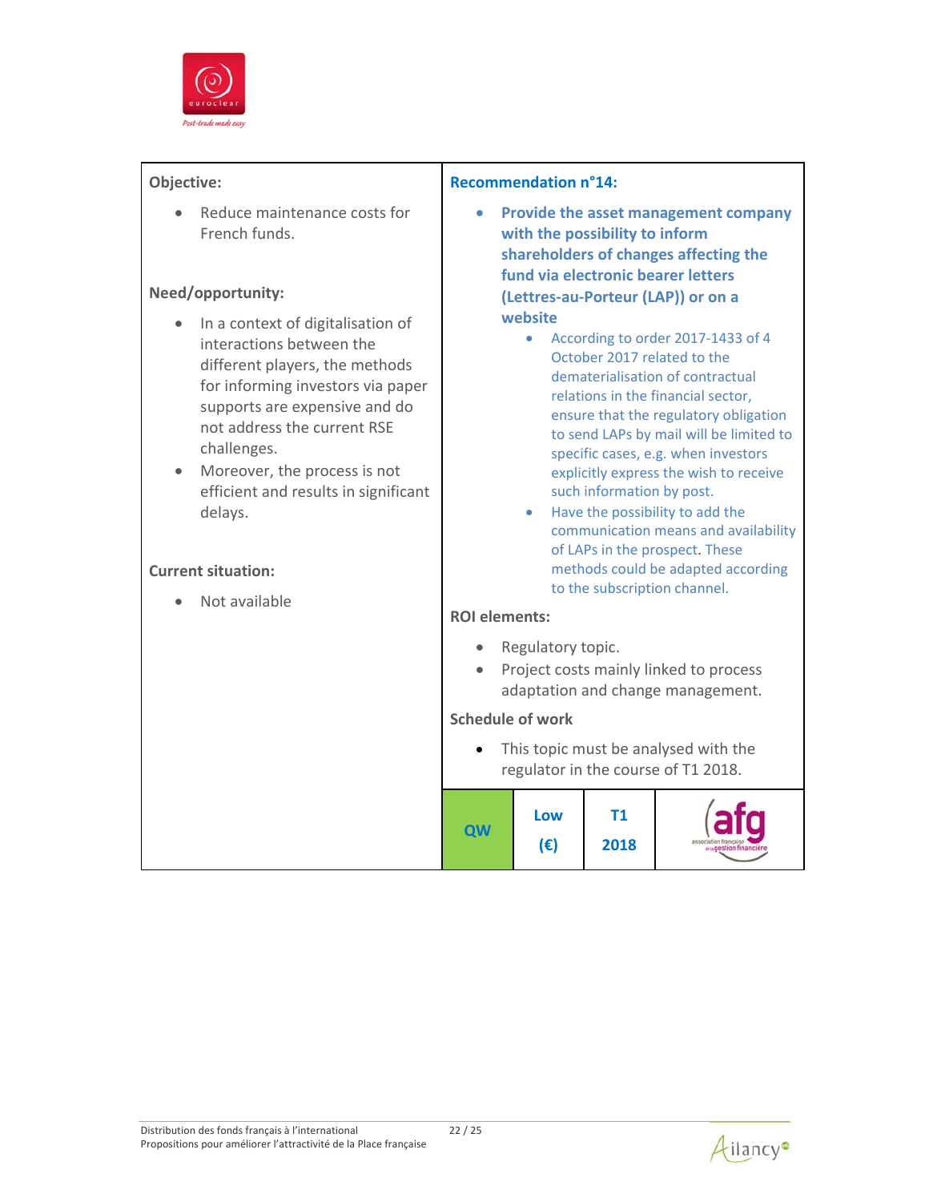**Objective:**

- Reduce maintenance costs for French funds.

**Need/opportunity:**

- In a context of digitalisation of interactions between the different players, the methods for informing investors via paper supports are expensive and do not address the current RSE challenges.
- Moreover, the process is not efficient and results in significant delays.

**Current situation:**

- Not available

**Recommendation n°14:**

- **Provide the asset management company with the possibility to inform shareholders of changes affecting the fund via electronic bearer letters (Lettres-au-Porteur (LAP)) or on a website**
  - According to order 2017-1433 of 4 October 2017 related to the dematerialisation of contractual relations in the financial sector, ensure that the regulatory obligation to send LAPs by mail will be limited to specific cases, e.g. when investors explicitly express the wish to receive such information by post.
  - Have the possibility to add the communication means and availability of LAPs in the prospect. These methods could be adapted according to the subscription channel.

**ROI elements:**

- Regulatory topic.
- Project costs mainly linked to process adaptation and change management.

**Schedule of work**

- This topic must be analysed with the regulator in the course of T1 2018.

| QW | Low (€) | T1 2018 | afg |
|---|---|---|---|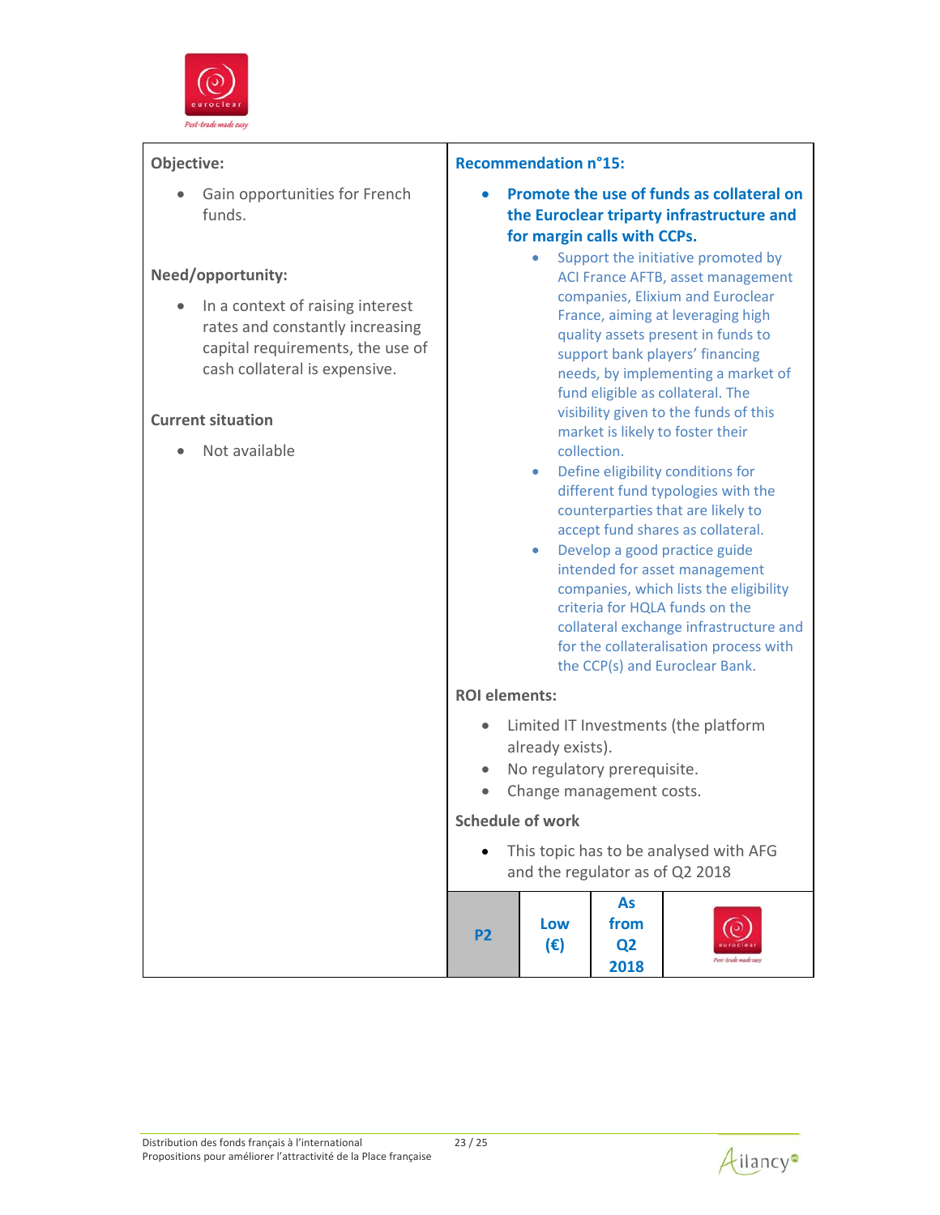**Objective:**

- Gain opportunities for French funds.

**Need/opportunity:**

- In a context of raising interest rates and constantly increasing capital requirements, the use of cash collateral is expensive.

**Current situation**

- Not available

**Recommendation n°15:**

- **Promote the use of funds as collateral on the Euroclear triparty infrastructure and for margin calls with CCPs.**
  - Support the initiative promoted by ACI France AFTB, asset management companies, Elixium and Euroclear France, aiming at leveraging high quality assets present in funds to support bank players' financing needs, by implementing a market of fund eligible as collateral. The visibility given to the funds of this market is likely to foster their collection.
  - Define eligibility conditions for different fund typologies with the counterparties that are likely to accept fund shares as collateral.
  - Develop a good practice guide intended for asset management companies, which lists the eligibility criteria for HQLA funds on the collateral exchange infrastructure and for the collateralisation process with the CCP(s) and Euroclear Bank.

**ROI elements:**

- Limited IT Investments (the platform already exists).
- No regulatory prerequisite.
- Change management costs.

**Schedule of work**

- This topic has to be analysed with AFG and the regulator as of Q2 2018

| P2 | Low (€) | As from Q2 2018 | euroclear |
|---|---|---|---|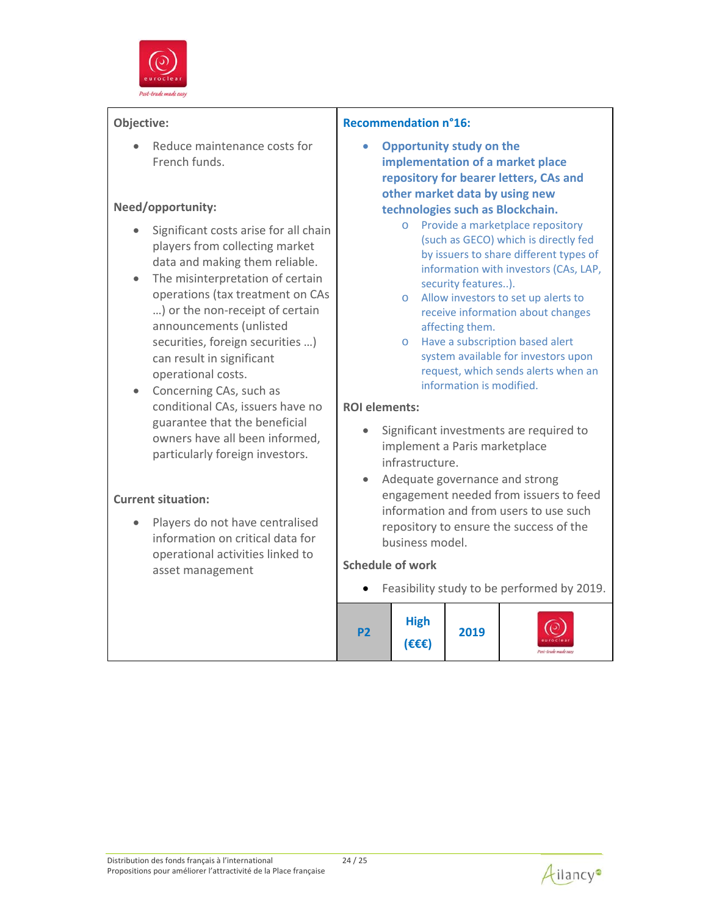**Objective:**

- Reduce maintenance costs for French funds.

**Need/opportunity:**

- Significant costs arise for all chain players from collecting market data and making them reliable.
- The misinterpretation of certain operations (tax treatment on CAs …) or the non-receipt of certain announcements (unlisted securities, foreign securities …) can result in significant operational costs.
- Concerning CAs, such as conditional CAs, issuers have no guarantee that the beneficial owners have all been informed, particularly foreign investors.

**Current situation:**

- Players do not have centralised information on critical data for operational activities linked to asset management

**Recommendation n°16:**

- **Opportunity study on the implementation of a market place repository for bearer letters, CAs and other market data by using new technologies such as Blockchain.**
  - Provide a marketplace repository (such as GECO) which is directly fed by issuers to share different types of information with investors (CAs, LAP, security features..).
  - Allow investors to set up alerts to receive information about changes affecting them.
  - Have a subscription based alert system available for investors upon request, which sends alerts when an information is modified.

**ROI elements:**

- Significant investments are required to implement a Paris marketplace infrastructure.
- Adequate governance and strong engagement needed from issuers to feed information and from users to use such repository to ensure the success of the business model.

**Schedule of work**

- Feasibility study to be performed by 2019.

| P2 | High (€€€) | 2019 | euroclear |
|---|---|---|---|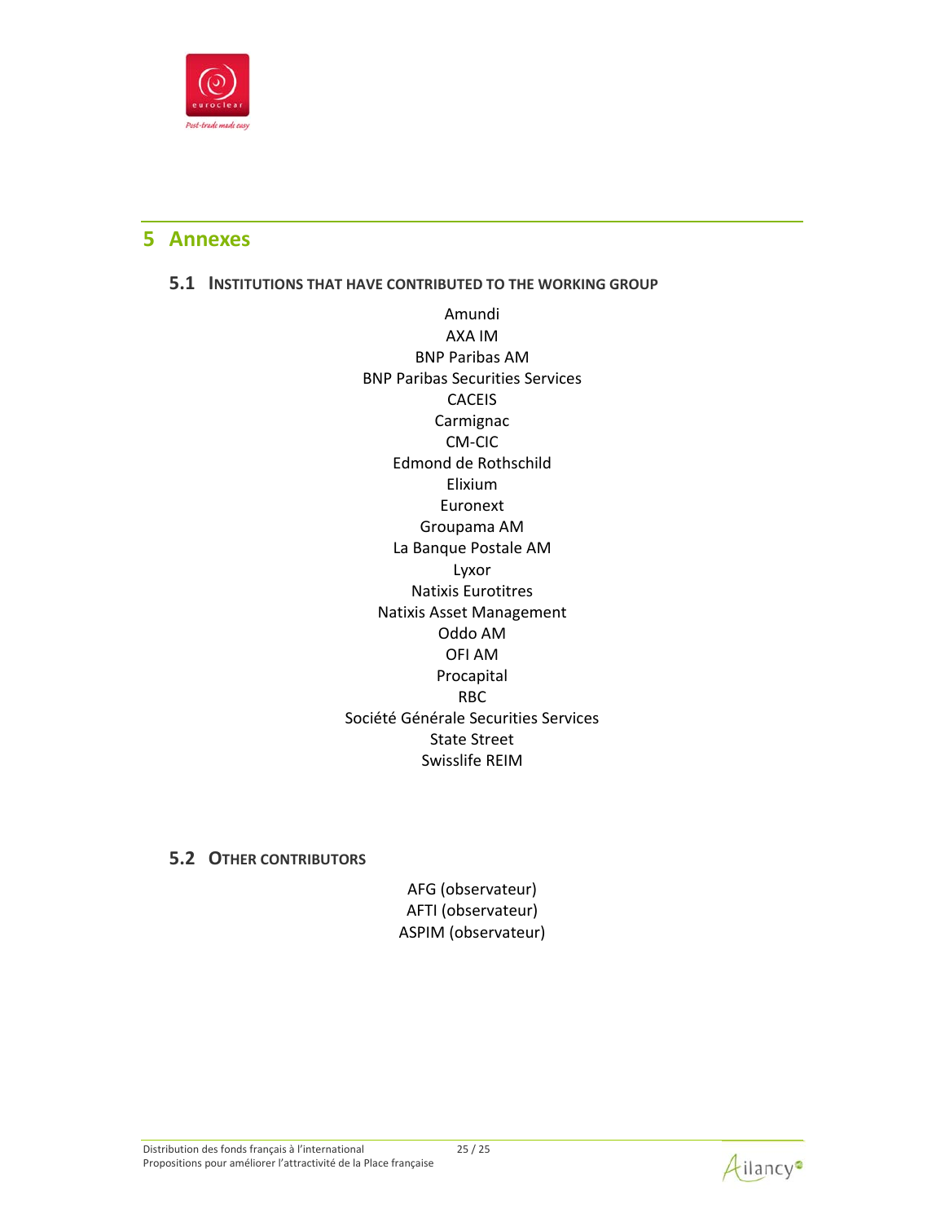# 5 Annexes

## 5.1 Institutions that have contributed to the working group

Amundi
AXA IM
BNP Paribas AM
BNP Paribas Securities Services
CACEIS
Carmignac
CM-CIC
Edmond de Rothschild
Elixium
Euronext
Groupama AM
La Banque Postale AM
Lyxor
Natixis Eurotitres
Natixis Asset Management
Oddo AM
OFI AM
Procapital
RBC
Société Générale Securities Services
State Street
Swisslife REIM

## 5.2 Other contributors

AFG (observateur)
AFTI (observateur)
ASPIM (observateur)